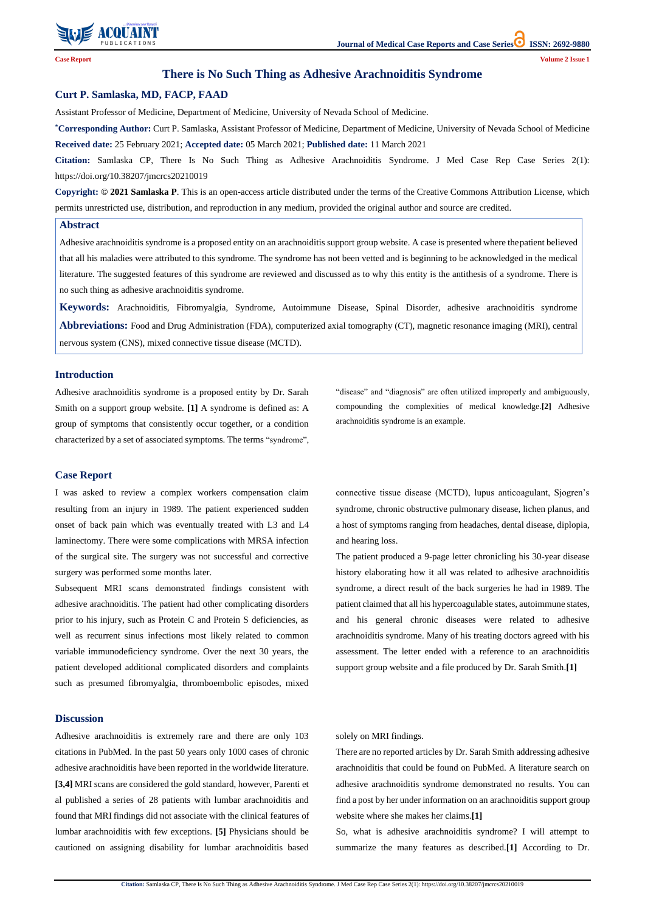Case Report

# There is No Such Thing as Adhesive Arachnoiditis Syndrome

## Curt P. Samlaska, MD, FACP, FAAD

Assistant Professor of Medicine, Department of Medicine, University of Nevada School of Medicine.

***Corresponding Author:** Curt P. Samlaska, Assistant Professor of Medicine, Department of Medicine, University of Nevada School of Medicine

**Received date:** 25 February 2021; **Accepted date:** 05 March 2021; **Published date:** 11 March 2021

**Citation:** Samlaska CP, There Is No Such Thing as Adhesive Arachnoiditis Syndrome. J Med Case Rep Case Series 2(1): https://doi.org/10.38207/jmcrcs20210019

**Copyright: © 2021 Samlaska P**. This is an open-access article distributed under the terms of the Creative Commons Attribution License, which permits unrestricted use, distribution, and reproduction in any medium, provided the original author and source are credited.

## Abstract

Adhesive arachnoiditis syndrome is a proposed entity on an arachnoiditis support group website. A case is presented where the patient believed that all his maladies were attributed to this syndrome. The syndrome has not been vetted and is beginning to be acknowledged in the medical literature. The suggested features of this syndrome are reviewed and discussed as to why this entity is the antithesis of a syndrome. There is no such thing as adhesive arachnoiditis syndrome.

**Keywords:** Arachnoiditis, Fibromyalgia, Syndrome, Autoimmune Disease, Spinal Disorder, adhesive arachnoiditis syndrome

**Abbreviations:** Food and Drug Administration (FDA), computerized axial tomography (CT), magnetic resonance imaging (MRI), central nervous system (CNS), mixed connective tissue disease (MCTD).

## Introduction

Adhesive arachnoiditis syndrome is a proposed entity by Dr. Sarah Smith on a support group website. **[1]** A syndrome is defined as: A group of symptoms that consistently occur together, or a condition characterized by a set of associated symptoms. The terms "syndrome", "disease" and "diagnosis" are often utilized improperly and ambiguously, compounding the complexities of medical knowledge.**[2]** Adhesive arachnoiditis syndrome is an example.

## Case Report

I was asked to review a complex workers compensation claim resulting from an injury in 1989. The patient experienced sudden onset of back pain which was eventually treated with L3 and L4 laminectomy. There were some complications with MRSA infection of the surgical site. The surgery was not successful and corrective surgery was performed some months later.

Subsequent MRI scans demonstrated findings consistent with adhesive arachnoiditis. The patient had other complicating disorders prior to his injury, such as Protein C and Protein S deficiencies, as well as recurrent sinus infections most likely related to common variable immunodeficiency syndrome. Over the next 30 years, the patient developed additional complicated disorders and complaints such as presumed fibromyalgia, thromboembolic episodes, mixed connective tissue disease (MCTD), lupus anticoagulant, Sjogren's syndrome, chronic obstructive pulmonary disease, lichen planus, and a host of symptoms ranging from headaches, dental disease, diplopia, and hearing loss.

The patient produced a 9-page letter chronicling his 30-year disease history elaborating how it all was related to adhesive arachnoiditis syndrome, a direct result of the back surgeries he had in 1989. The patient claimed that all his hypercoagulable states, autoimmune states, and his general chronic diseases were related to adhesive arachnoiditis syndrome. Many of his treating doctors agreed with his assessment. The letter ended with a reference to an arachnoiditis support group website and a file produced by Dr. Sarah Smith.**[1]**

## Discussion

Adhesive arachnoiditis is extremely rare and there are only 103 citations in PubMed. In the past 50 years only 1000 cases of chronic adhesive arachnoiditis have been reported in the worldwide literature. **[3,4]** MRI scans are considered the gold standard, however, Parenti et al published a series of 28 patients with lumbar arachnoiditis and found that MRI findings did not associate with the clinical features of lumbar arachnoiditis with few exceptions. **[5]** Physicians should be cautioned on assigning disability for lumbar arachnoiditis based solely on MRI findings.

There are no reported articles by Dr. Sarah Smith addressing adhesive arachnoiditis that could be found on PubMed. A literature search on adhesive arachnoiditis syndrome demonstrated no results. You can find a post by her under information on an arachnoiditis support group website where she makes her claims.**[1]**

So, what is adhesive arachnoiditis syndrome? I will attempt to summarize the many features as described.**[1]** According to Dr.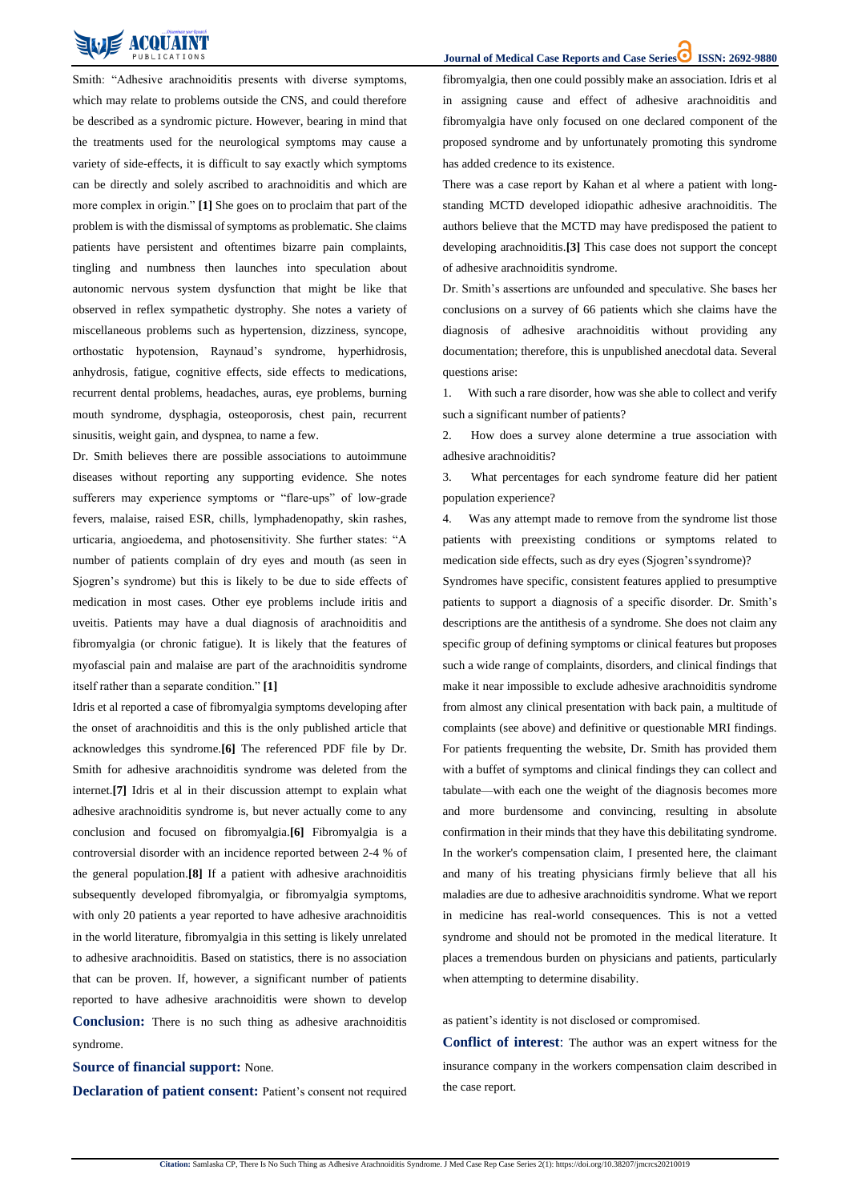Smith: "Adhesive arachnoiditis presents with diverse symptoms, which may relate to problems outside the CNS, and could therefore be described as a syndromic picture. However, bearing in mind that the treatments used for the neurological symptoms may cause a variety of side-effects, it is difficult to say exactly which symptoms can be directly and solely ascribed to arachnoiditis and which are more complex in origin." **[1]** She goes on to proclaim that part of the problem is with the dismissal of symptoms as problematic. She claims patients have persistent and oftentimes bizarre pain complaints, tingling and numbness then launches into speculation about autonomic nervous system dysfunction that might be like that observed in reflex sympathetic dystrophy. She notes a variety of miscellaneous problems such as hypertension, dizziness, syncope, orthostatic hypotension, Raynaud's syndrome, hyperhidrosis, anhydrosis, fatigue, cognitive effects, side effects to medications, recurrent dental problems, headaches, auras, eye problems, burning mouth syndrome, dysphagia, osteoporosis, chest pain, recurrent sinusitis, weight gain, and dyspnea, to name a few.

Dr. Smith believes there are possible associations to autoimmune diseases without reporting any supporting evidence. She notes sufferers may experience symptoms or "flare-ups" of low-grade fevers, malaise, raised ESR, chills, lymphadenopathy, skin rashes, urticaria, angioedema, and photosensitivity. She further states: "A number of patients complain of dry eyes and mouth (as seen in Sjogren's syndrome) but this is likely to be due to side effects of medication in most cases. Other eye problems include iritis and uveitis. Patients may have a dual diagnosis of arachnoiditis and fibromyalgia (or chronic fatigue). It is likely that the features of myofascial pain and malaise are part of the arachnoiditis syndrome itself rather than a separate condition." **[1]**

Idris et al reported a case of fibromyalgia symptoms developing after the onset of arachnoiditis and this is the only published article that acknowledges this syndrome.**[6]** The referenced PDF file by Dr. Smith for adhesive arachnoiditis syndrome was deleted from the internet.**[7]** Idris et al in their discussion attempt to explain what adhesive arachnoiditis syndrome is, but never actually come to any conclusion and focused on fibromyalgia.**[6]** Fibromyalgia is a controversial disorder with an incidence reported between 2-4 % of the general population.**[8]** If a patient with adhesive arachnoiditis subsequently developed fibromyalgia, or fibromyalgia symptoms, with only 20 patients a year reported to have adhesive arachnoiditis in the world literature, fibromyalgia in this setting is likely unrelated to adhesive arachnoiditis. Based on statistics, there is no association that can be proven. If, however, a significant number of patients reported to have adhesive arachnoiditis were shown to develop fibromyalgia, then one could possibly make an association. Idris et al in assigning cause and effect of adhesive arachnoiditis and fibromyalgia have only focused on one declared component of the proposed syndrome and by unfortunately promoting this syndrome has added credence to its existence.

There was a case report by Kahan et al where a patient with long-standing MCTD developed idiopathic adhesive arachnoiditis. The authors believe that the MCTD may have predisposed the patient to developing arachnoiditis.**[3]** This case does not support the concept of adhesive arachnoiditis syndrome.

Dr. Smith's assertions are unfounded and speculative. She bases her conclusions on a survey of 66 patients which she claims have the diagnosis of adhesive arachnoiditis without providing any documentation; therefore, this is unpublished anecdotal data. Several questions arise:

1. With such a rare disorder, how was she able to collect and verify such a significant number of patients?
2. How does a survey alone determine a true association with adhesive arachnoiditis?
3. What percentages for each syndrome feature did her patient population experience?
4. Was any attempt made to remove from the syndrome list those patients with preexisting conditions or symptoms related to medication side effects, such as dry eyes (Sjogren's syndrome)?

Syndromes have specific, consistent features applied to presumptive patients to support a diagnosis of a specific disorder. Dr. Smith's descriptions are the antithesis of a syndrome. She does not claim any specific group of defining symptoms or clinical features but proposes such a wide range of complaints, disorders, and clinical findings that make it near impossible to exclude adhesive arachnoiditis syndrome from almost any clinical presentation with back pain, a multitude of complaints (see above) and definitive or questionable MRI findings. For patients frequenting the website, Dr. Smith has provided them with a buffet of symptoms and clinical findings they can collect and tabulate—with each one the weight of the diagnosis becomes more and more burdensome and convincing, resulting in absolute confirmation in their minds that they have this debilitating syndrome. In the worker's compensation claim, I presented here, the claimant and many of his treating physicians firmly believe that all his maladies are due to adhesive arachnoiditis syndrome. What we report in medicine has real-world consequences. This is not a vetted syndrome and should not be promoted in the medical literature. It places a tremendous burden on physicians and patients, particularly when attempting to determine disability.

**Conclusion:** There is no such thing as adhesive arachnoiditis syndrome.

**Source of financial support:** None.

**Declaration of patient consent:** Patient's consent not required as patient's identity is not disclosed or compromised.

**Conflict of interest**: The author was an expert witness for the insurance company in the workers compensation claim described in the case report.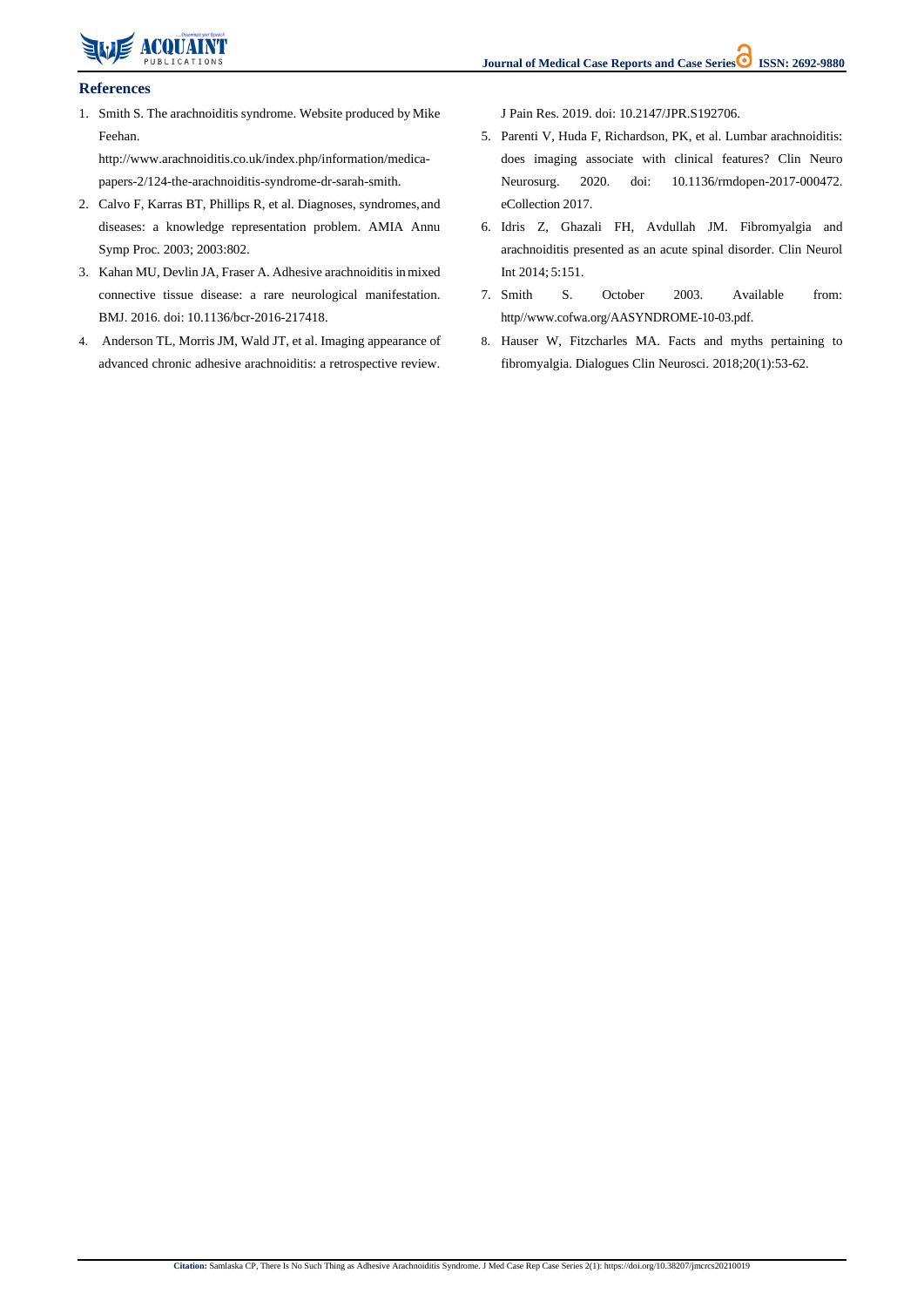## References

1. Smith S. The arachnoiditis syndrome. Website produced by Mike Feehan. http://www.arachnoiditis.co.uk/index.php/information/medica-papers-2/124-the-arachnoiditis-syndrome-dr-sarah-smith.
2. Calvo F, Karras BT, Phillips R, et al. Diagnoses, syndromes, and diseases: a knowledge representation problem. AMIA Annu Symp Proc. 2003; 2003:802.
3. Kahan MU, Devlin JA, Fraser A. Adhesive arachnoiditis in mixed connective tissue disease: a rare neurological manifestation. BMJ. 2016. doi: 10.1136/bcr-2016-217418.
4. Anderson TL, Morris JM, Wald JT, et al. Imaging appearance of advanced chronic adhesive arachnoiditis: a retrospective review. J Pain Res. 2019. doi: 10.2147/JPR.S192706.
5. Parenti V, Huda F, Richardson, PK, et al. Lumbar arachnoiditis: does imaging associate with clinical features? Clin Neuro Neurosurg. 2020. doi: 10.1136/rmdopen-2017-000472. eCollection 2017.
6. Idris Z, Ghazali FH, Avdullah JM. Fibromyalgia and arachnoiditis presented as an acute spinal disorder. Clin Neurol Int 2014; 5:151.
7. Smith S. October 2003. Available from: http//www.cofwa.org/AASYNDROME-10-03.pdf.
8. Hauser W, Fitzcharles MA. Facts and myths pertaining to fibromyalgia. Dialogues Clin Neurosci. 2018;20(1):53-62.

**Citation:** Samlaska CP, There Is No Such Thing as Adhesive Arachnoiditis Syndrome. J Med Case Rep Case Series 2(1): https://doi.org/10.38207/jmcrcs20210019